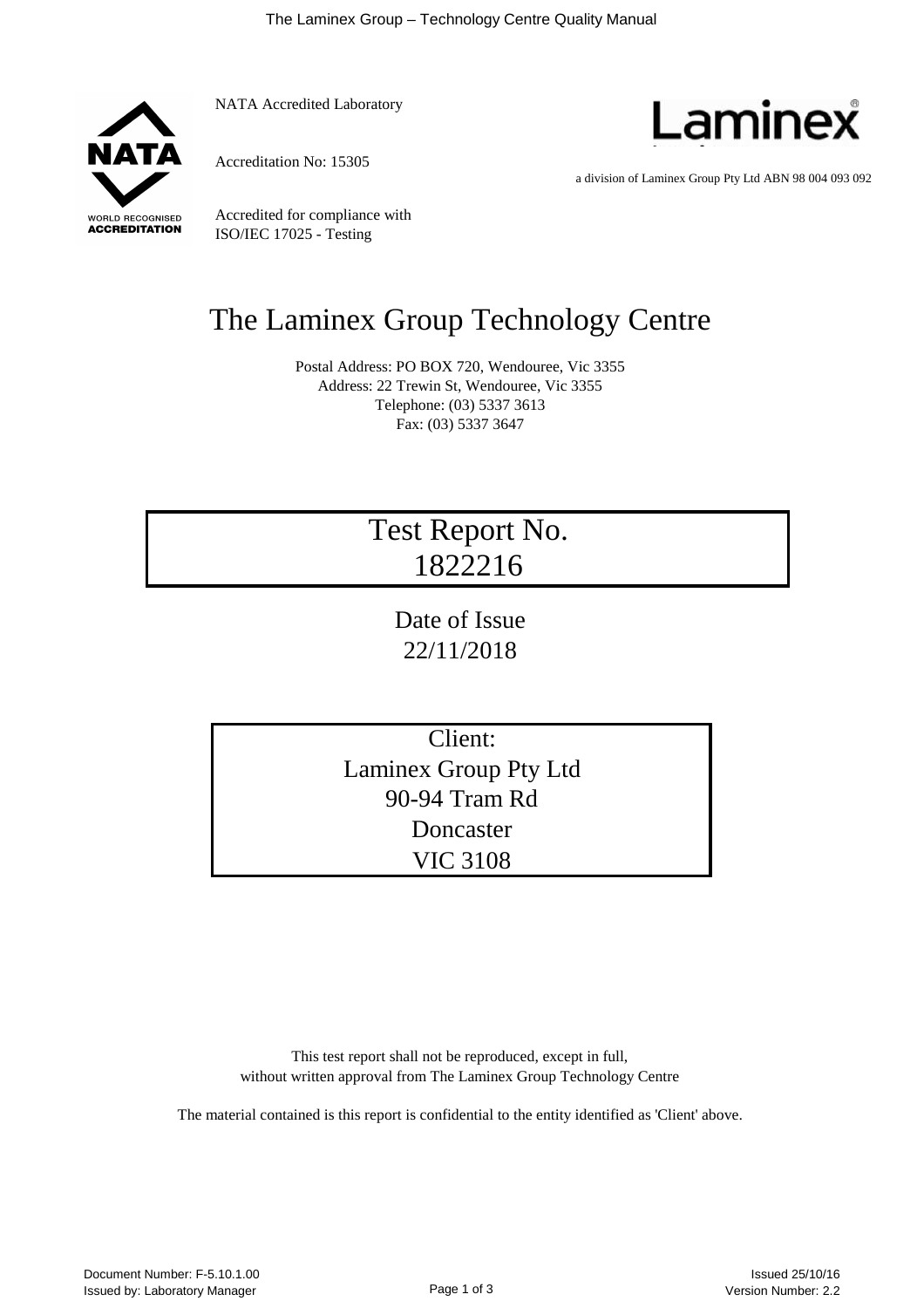NATA Accredited Laboratory

Accreditation No: 15305

Accredited for compliance with ISO/IEC 17025 - Testing

a division of Laminex Group Pty Ltd ABN 98 004 093 092

# The Laminex Group Technology Centre

Postal Address: PO BOX 720, Wendouree, Vic 3355
Address: 22 Trewin St, Wendouree, Vic 3355
Telephone: (03) 5337 3613
Fax: (03) 5337 3647

## Test Report No. 1822216

Date of Issue
22/11/2018

Client:
Laminex Group Pty Ltd
90-94 Tram Rd
Doncaster
VIC 3108

This test report shall not be reproduced, except in full,
without written approval from The Laminex Group Technology Centre

The material contained is this report is confidential to the entity identified as 'Client' above.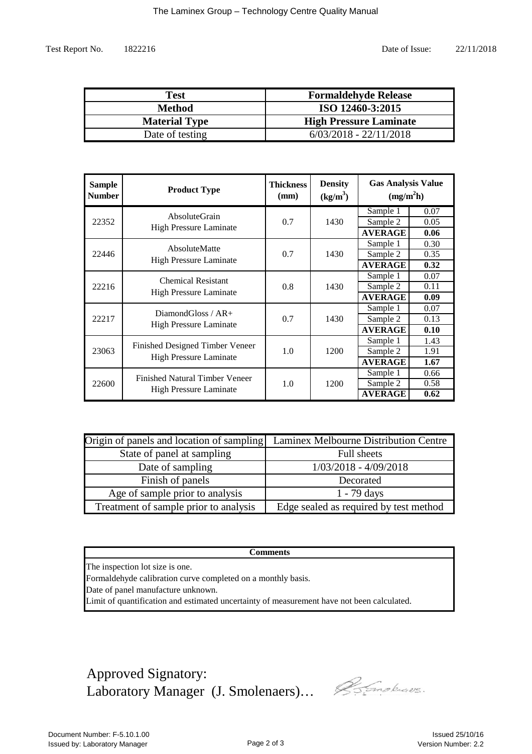Test Report No. 1822216 Date of Issue: 22/11/2018

| **Test** | **Formaldehyde Release** |
|---|---|
| **Method** | **ISO 12460-3:2015** |
| **Material Type** | **High Pressure Laminate** |
| Date of testing | 6/03/2018 - 22/11/2018 |

| **Sample Number** | **Product Type** | **Thickness (mm)** | **Density ($kg/m^3$)** | **Gas Analysis Value ($mg/m^2h$)** | |
|---|---|---|---|---|---|
| 22352 | AbsoluteGrain High Pressure Laminate | 0.7 | 1430 | Sample 1 | 0.07 |
| | | | | Sample 2 | 0.05 |
| | | | | **AVERAGE** | **0.06** |
| 22446 | AbsoluteMatte High Pressure Laminate | 0.7 | 1430 | Sample 1 | 0.30 |
| | | | | Sample 2 | 0.35 |
| | | | | **AVERAGE** | **0.32** |
| 22216 | Chemical Resistant High Pressure Laminate | 0.8 | 1430 | Sample 1 | 0.07 |
| | | | | Sample 2 | 0.11 |
| | | | | **AVERAGE** | **0.09** |
| 22217 | DiamondGloss / AR+ High Pressure Laminate | 0.7 | 1430 | Sample 1 | 0.07 |
| | | | | Sample 2 | 0.13 |
| | | | | **AVERAGE** | **0.10** |
| 23063 | Finished Designed Timber Veneer High Pressure Laminate | 1.0 | 1200 | Sample 1 | 1.43 |
| | | | | Sample 2 | 1.91 |
| | | | | **AVERAGE** | **1.67** |
| 22600 | Finished Natural Timber Veneer High Pressure Laminate | 1.0 | 1200 | Sample 1 | 0.66 |
| | | | | Sample 2 | 0.58 |
| | | | | **AVERAGE** | **0.62** |

| Origin of panels and location of sampling | Laminex Melbourne Distribution Centre |
|---|---|
| State of panel at sampling | Full sheets |
| Date of sampling | 1/03/2018 - 4/09/2018 |
| Finish of panels | Decorated |
| Age of sample prior to analysis | 1 - 79 days |
| Treatment of sample prior to analysis | Edge sealed as required by test method |

| **Comments** |
|---|
| The inspection lot size is one.<br>Formaldehyde calibration curve completed on a monthly basis.<br>Date of panel manufacture unknown.<br>Limit of quantification and estimated uncertainty of measurement have not been calculated. |

Approved Signatory:
Laboratory Manager (J. Smolenaers)…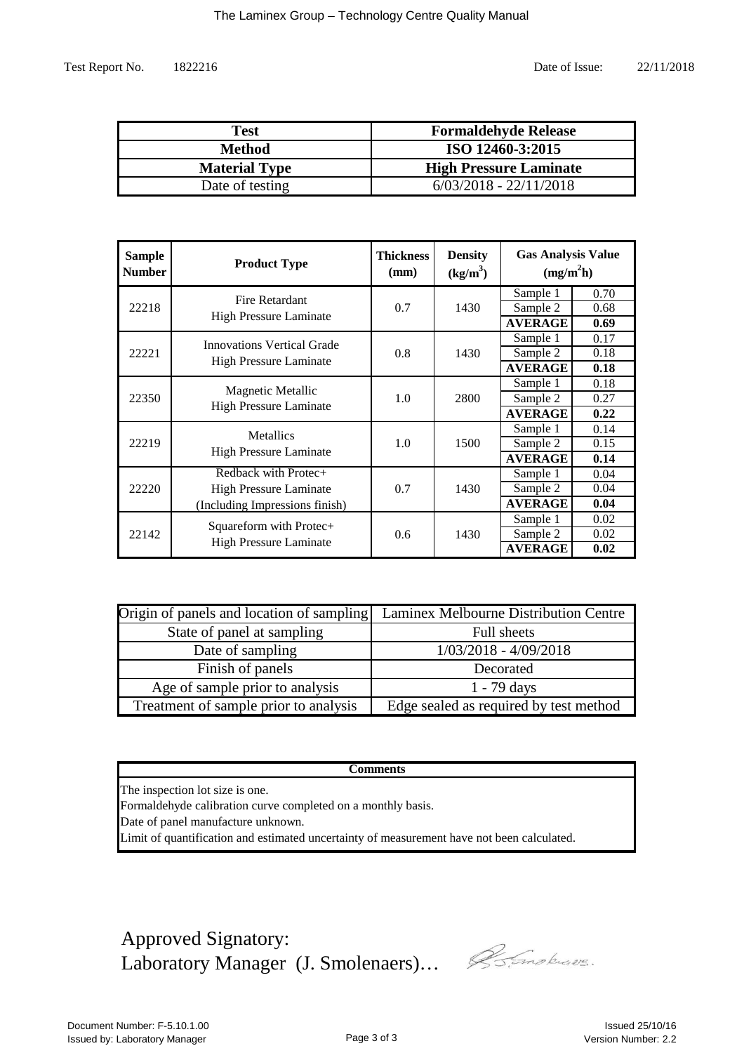Test Report No. 1822216 Date of Issue: 22/11/2018

| Test | Formaldehyde Release |
|---|---|
| Method | ISO 12460-3:2015 |
| Material Type | High Pressure Laminate |
| Date of testing | 6/03/2018 - 22/11/2018 |

| Sample Number | Product Type | Thickness (mm) | Density ($kg/m^3$) | Gas Analysis Value ($mg/m^2h$) | |
|---|---|---|---|---|---|
| 22218 | Fire Retardant High Pressure Laminate | 0.7 | 1430 | Sample 1 | 0.70 |
| | | | | Sample 2 | 0.68 |
| | | | | **AVERAGE** | **0.69** |
| 22221 | Innovations Vertical Grade High Pressure Laminate | 0.8 | 1430 | Sample 1 | 0.17 |
| | | | | Sample 2 | 0.18 |
| | | | | **AVERAGE** | **0.18** |
| 22350 | Magnetic Metallic High Pressure Laminate | 1.0 | 2800 | Sample 1 | 0.18 |
| | | | | Sample 2 | 0.27 |
| | | | | **AVERAGE** | **0.22** |
| 22219 | Metallics High Pressure Laminate | 1.0 | 1500 | Sample 1 | 0.14 |
| | | | | Sample 2 | 0.15 |
| | | | | **AVERAGE** | **0.14** |
| 22220 | Redback with Protec+ High Pressure Laminate (Including Impressions finish) | 0.7 | 1430 | Sample 1 | 0.04 |
| | | | | Sample 2 | 0.04 |
| | | | | **AVERAGE** | **0.04** |
| 22142 | Squareform with Protec+ High Pressure Laminate | 0.6 | 1430 | Sample 1 | 0.02 |
| | | | | Sample 2 | 0.02 |
| | | | | **AVERAGE** | **0.02** |

| Origin of panels and location of sampling | Laminex Melbourne Distribution Centre |
|---|---|
| State of panel at sampling | Full sheets |
| Date of sampling | 1/03/2018 - 4/09/2018 |
| Finish of panels | Decorated |
| Age of sample prior to analysis | 1 - 79 days |
| Treatment of sample prior to analysis | Edge sealed as required by test method |

| Comments |
|---|
| The inspection lot size is one.<br>Formaldehyde calibration curve completed on a monthly basis.<br>Date of panel manufacture unknown.<br>Limit of quantification and estimated uncertainty of measurement have not been calculated. |

Approved Signatory:
Laboratory Manager (J. Smolenaers)…